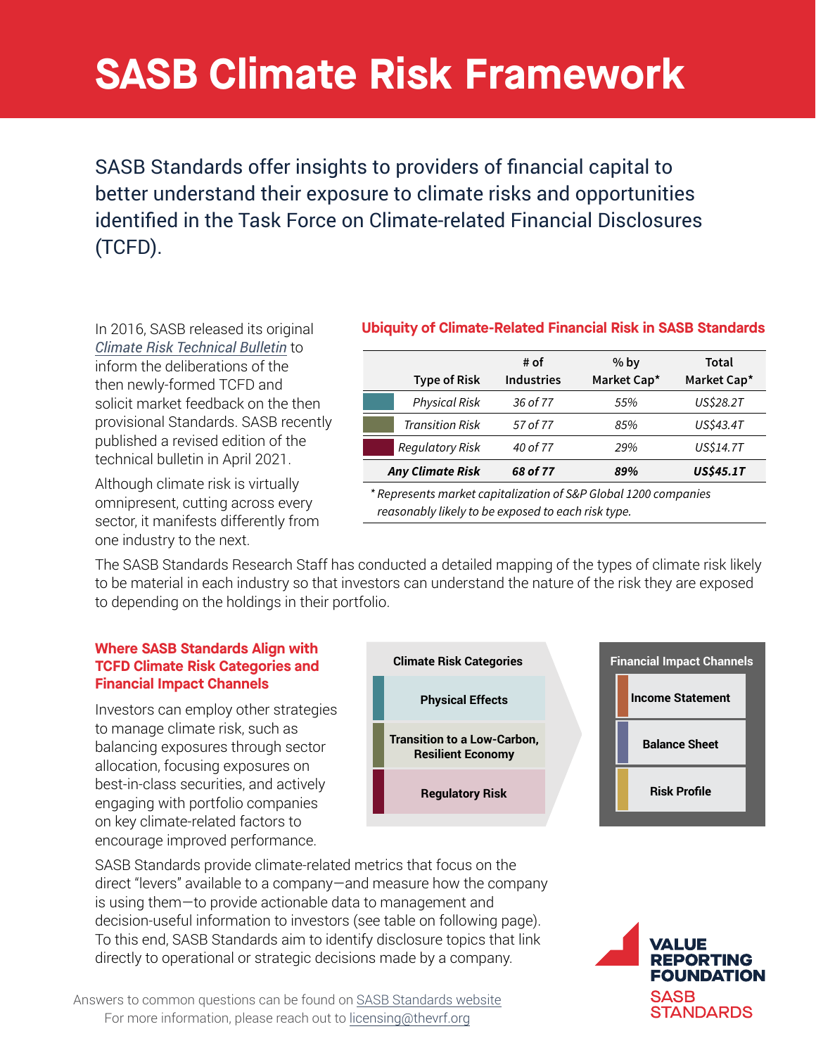# SASB Climate Risk Framework

SASB Standards offer insights to providers of financial capital to better understand their exposure to climate risks and opportunities identified in the Task Force on Climate-related Financial Disclosures (TCFD).

In 2016, SASB released its original *Climate Risk Technical Bulletin* to inform the deliberations of the then newly-formed TCFD and solicit market feedback on the then provisional Standards. SASB recently published a revised edition of the technical bulletin in April 2021.

Although climate risk is virtually omnipresent, cutting across every sector, it manifests differently from one industry to the next.

### Ubiquity of Climate-Related Financial Risk in SASB Standards

| Type of Risk | # of Industries | % by Market Cap* | Total Market Cap* |
|---|---|---|---|
| *Physical Risk* | *36 of 77* | *55%* | *US$28.2T* |
| *Transition Risk* | *57 of 77* | *85%* | *US$43.4T* |
| *Regulatory Risk* | *40 of 77* | *29%* | *US$14.7T* |
| ***Any Climate Risk*** | ***68 of 77*** | ***89%*** | ***US$45.1T*** |

*\* Represents market capitalization of S&P Global 1200 companies reasonably likely to be exposed to each risk type.*

The SASB Standards Research Staff has conducted a detailed mapping of the types of climate risk likely to be material in each industry so that investors can understand the nature of the risk they are exposed to depending on the holdings in their portfolio.

### Where SASB Standards Align with TCFD Climate Risk Categories and Financial Impact Channels

Investors can employ other strategies to manage climate risk, such as balancing exposures through sector allocation, focusing exposures on best-in-class securities, and actively engaging with portfolio companies on key climate-related factors to encourage improved performance.

**Climate Risk Categories**
- Physical Effects
- Transition to a Low-Carbon, Resilient Economy
- Regulatory Risk

**Financial Impact Channels**
- Income Statement
- Balance Sheet
- Risk Profile

SASB Standards provide climate-related metrics that focus on the direct "levers" available to a company—and measure how the company is using them—to provide actionable data to management and decision-useful information to investors (see table on following page). To this end, SASB Standards aim to identify disclosure topics that link directly to operational or strategic decisions made by a company.

Answers to common questions can be found on SASB Standards website
For more information, please reach out to licensing@thevrf.org

VALUE REPORTING FOUNDATION
SASB STANDARDS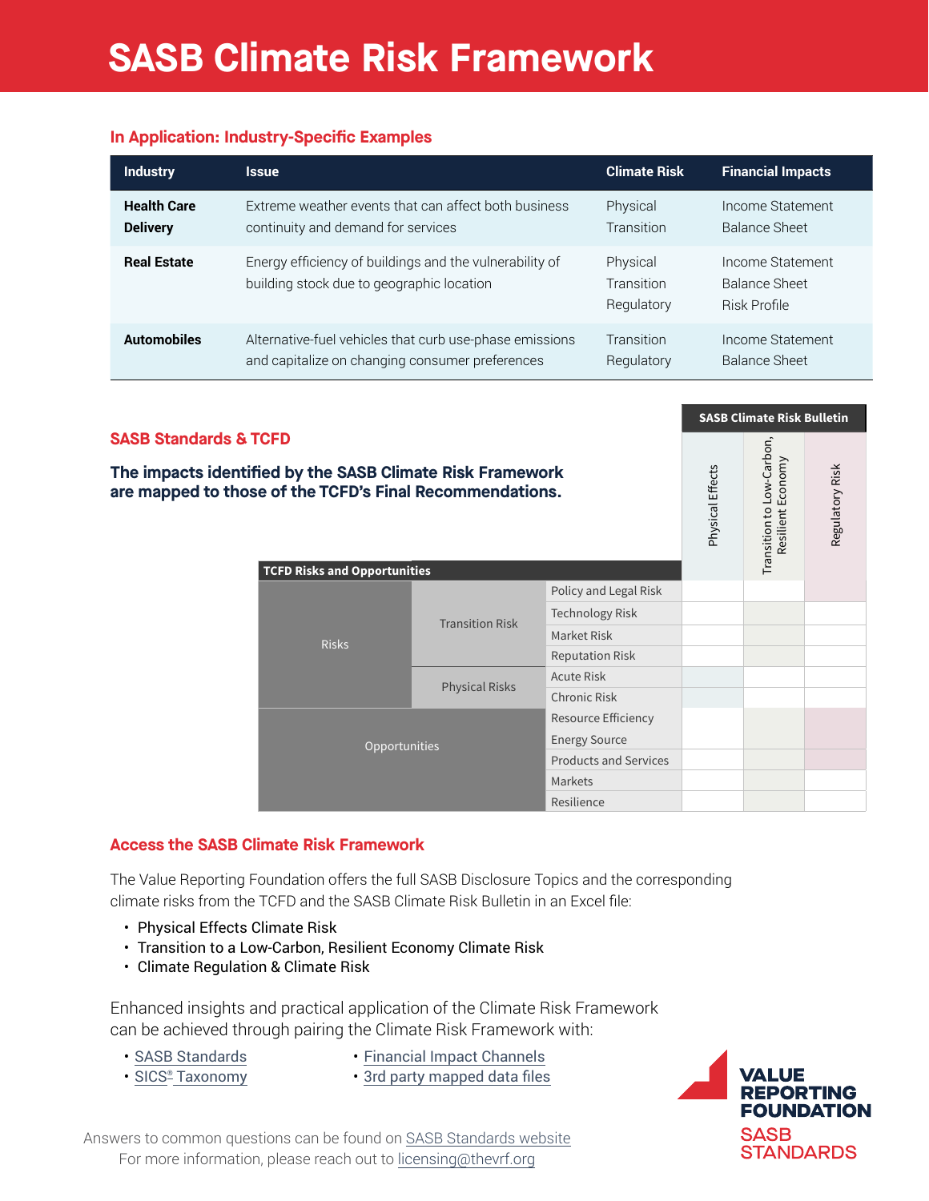# SASB Climate Risk Framework

## In Application: Industry-Specific Examples

| Industry | Issue | Climate Risk | Financial Impacts |
|---|---|---|---|
| **Health Care Delivery** | Extreme weather events that can affect both business continuity and demand for services | Physical<br>Transition | Income Statement<br>Balance Sheet |
| **Real Estate** | Energy efficiency of buildings and the vulnerability of building stock due to geographic location | Physical<br>Transition<br>Regulatory | Income Statement<br>Balance Sheet<br>Risk Profile |
| **Automobiles** | Alternative-fuel vehicles that curb use-phase emissions and capitalize on changing consumer preferences | Transition<br>Regulatory | Income Statement<br>Balance Sheet |

## SASB Standards & TCFD

**The impacts identified by the SASB Climate Risk Framework are mapped to those of the TCFD's Final Recommendations.**

| TCFD Risks and Opportunities | | | SASB Climate Risk Bulletin | | |
|---|---|---|---|---|---|
| | | | Physical Effects | Transition to Low-Carbon, Resilient Economy | Regulatory Risk |
| Risks | Transition Risk | Policy and Legal Risk | | | |
| | | Technology Risk | | | |
| | | Market Risk | | | |
| | | Reputation Risk | | | |
| | Physical Risks | Acute Risk | | | |
| | | Chronic Risk | | | |
| Opportunities | | Resource Efficiency<br>Energy Source | | | |
| | | Products and Services | | | |
| | | Markets | | | |
| | | Resilience | | | |

## Access the SASB Climate Risk Framework

The Value Reporting Foundation offers the full SASB Disclosure Topics and the corresponding climate risks from the TCFD and the SASB Climate Risk Bulletin in an Excel file:

- Physical Effects Climate Risk
- Transition to a Low-Carbon, Resilient Economy Climate Risk
- Climate Regulation & Climate Risk

Enhanced insights and practical application of the Climate Risk Framework can be achieved through pairing the Climate Risk Framework with:

- SASB Standards
- SICS® Taxonomy
- Financial Impact Channels
- 3rd party mapped data files

Answers to common questions can be found on SASB Standards website
For more information, please reach out to licensing@thevrf.org

VALUE REPORTING FOUNDATION
SASB STANDARDS